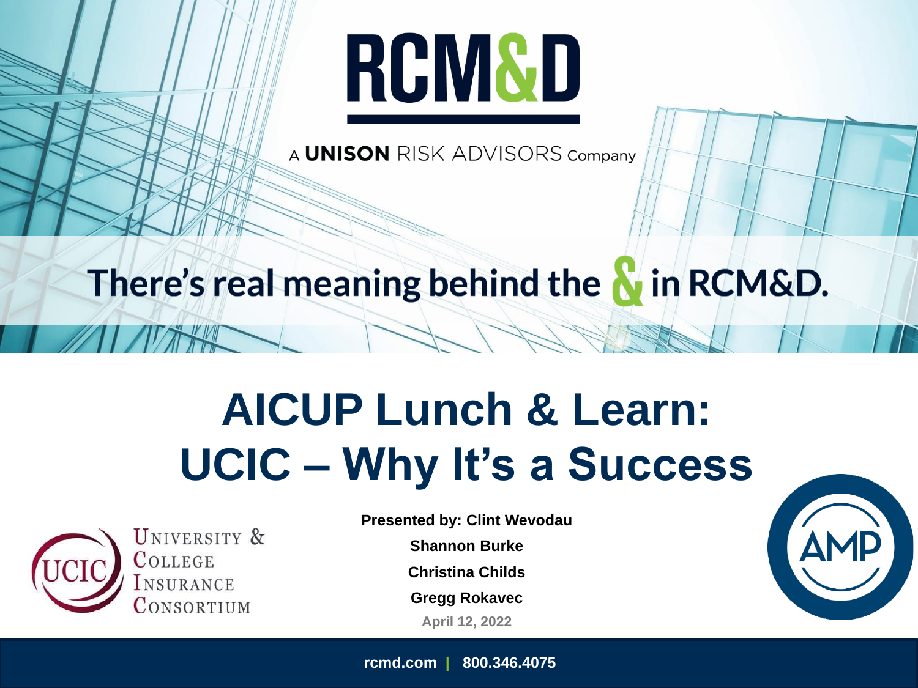RCM&D

A UNISON RISK ADVISORS Company

There's real meaning behind the & in RCM&D.

# AICUP Lunch & Learn: UCIC – Why It's a Success

University & College Insurance Consortium

**Presented by: Clint Wevodau**

**Shannon Burke**

**Christina Childs**

**Gregg Rokavec**

**April 12, 2022**

AMP

rcmd.com | 800.346.4075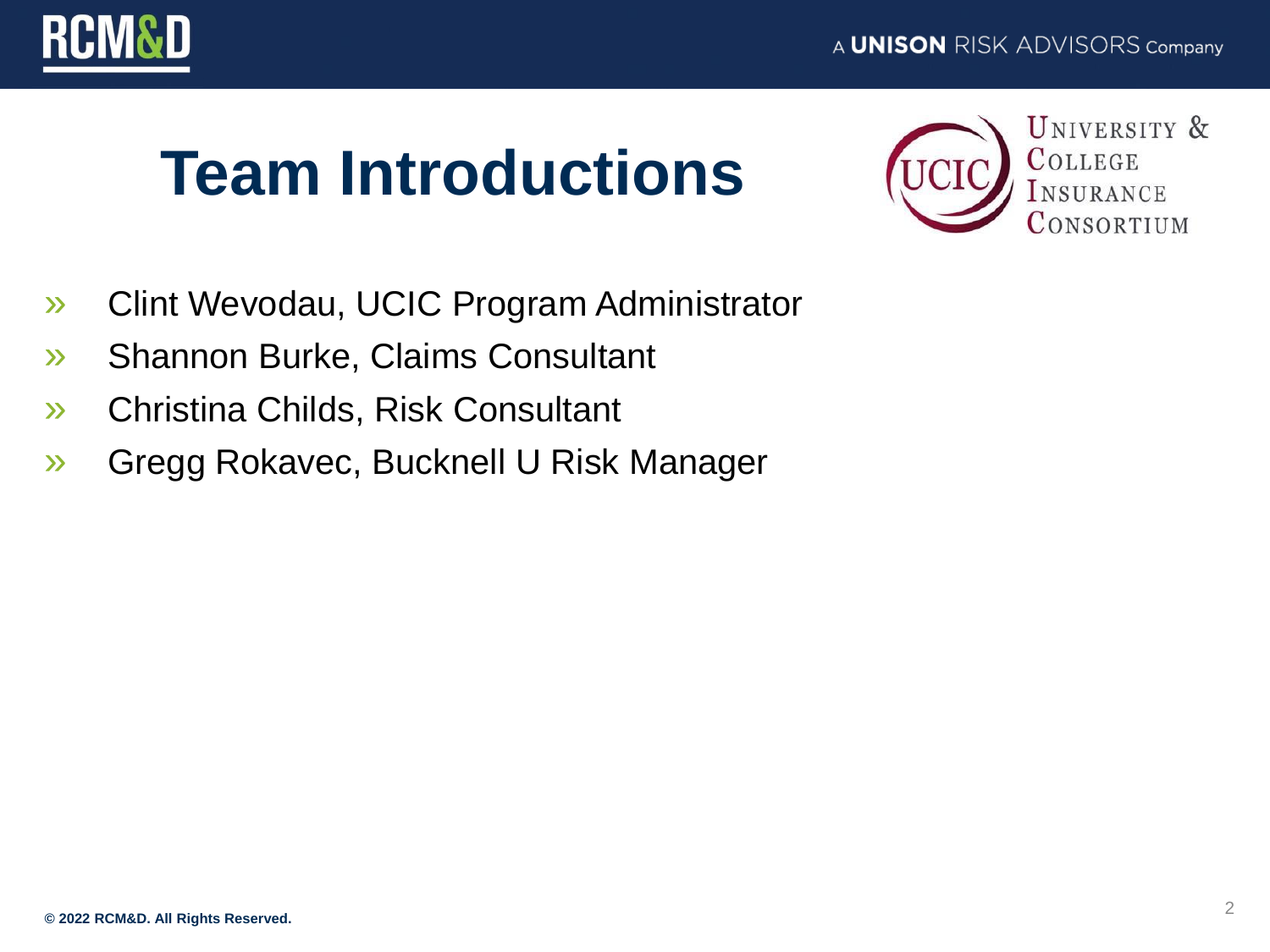# Team Introductions

- Clint Wevodau, UCIC Program Administrator
- Shannon Burke, Claims Consultant
- Christina Childs, Risk Consultant
- Gregg Rokavec, Bucknell U Risk Manager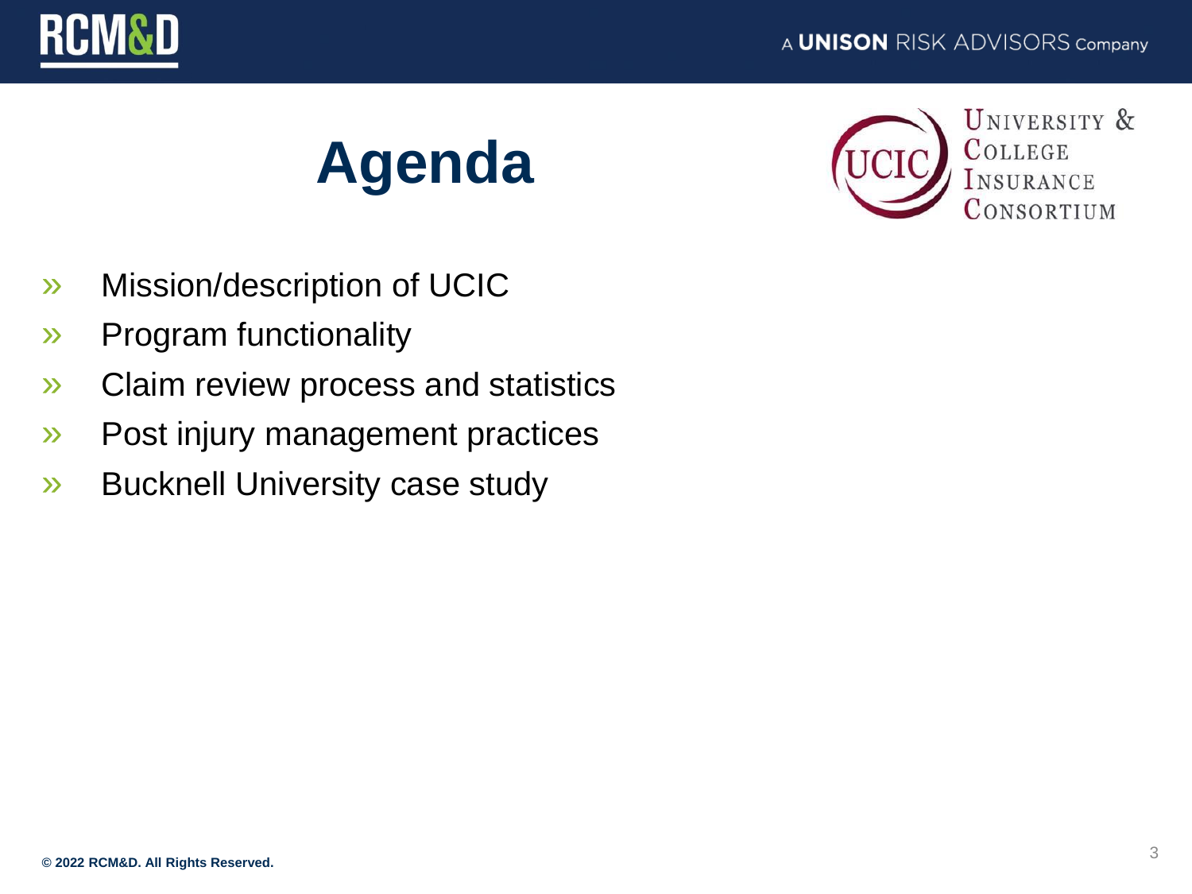# Agenda

- Mission/description of UCIC
- Program functionality
- Claim review process and statistics
- Post injury management practices
- Bucknell University case study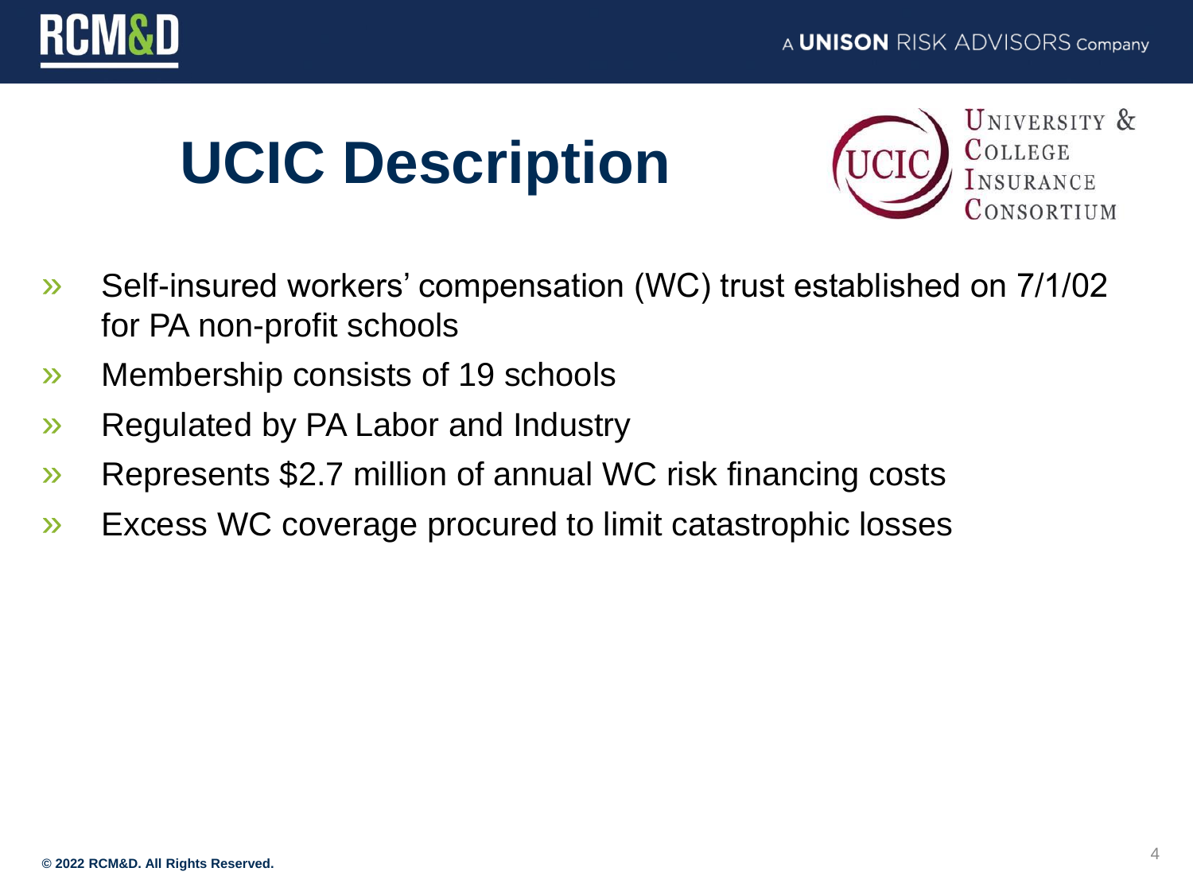# UCIC Description

- Self-insured workers' compensation (WC) trust established on 7/1/02 for PA non-profit schools
- Membership consists of 19 schools
- Regulated by PA Labor and Industry
- Represents $2.7 million of annual WC risk financing costs
- Excess WC coverage procured to limit catastrophic losses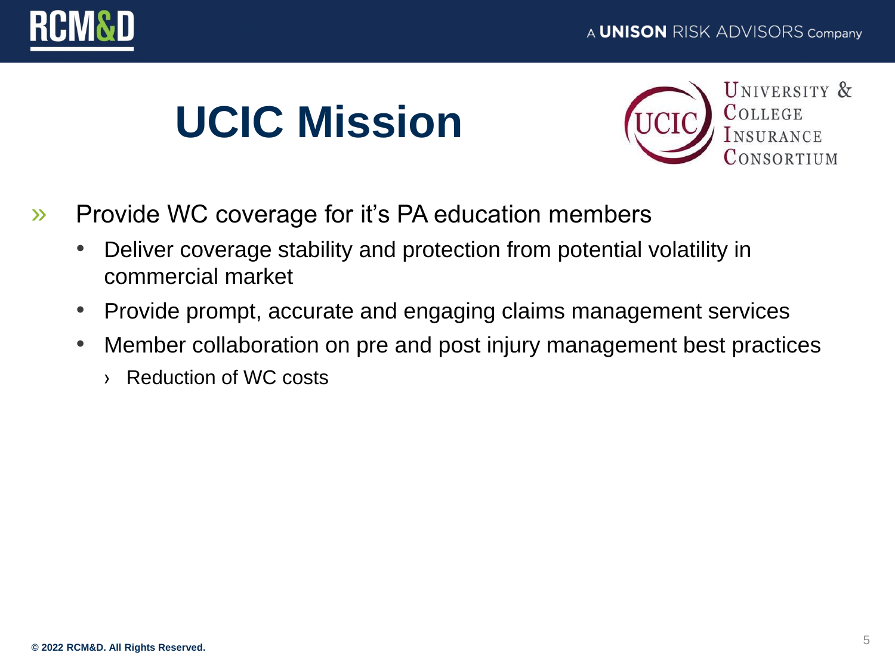# UCIC Mission

- Provide WC coverage for it's PA education members
  - Deliver coverage stability and protection from potential volatility in commercial market
  - Provide prompt, accurate and engaging claims management services
  - Member collaboration on pre and post injury management best practices
    - Reduction of WC costs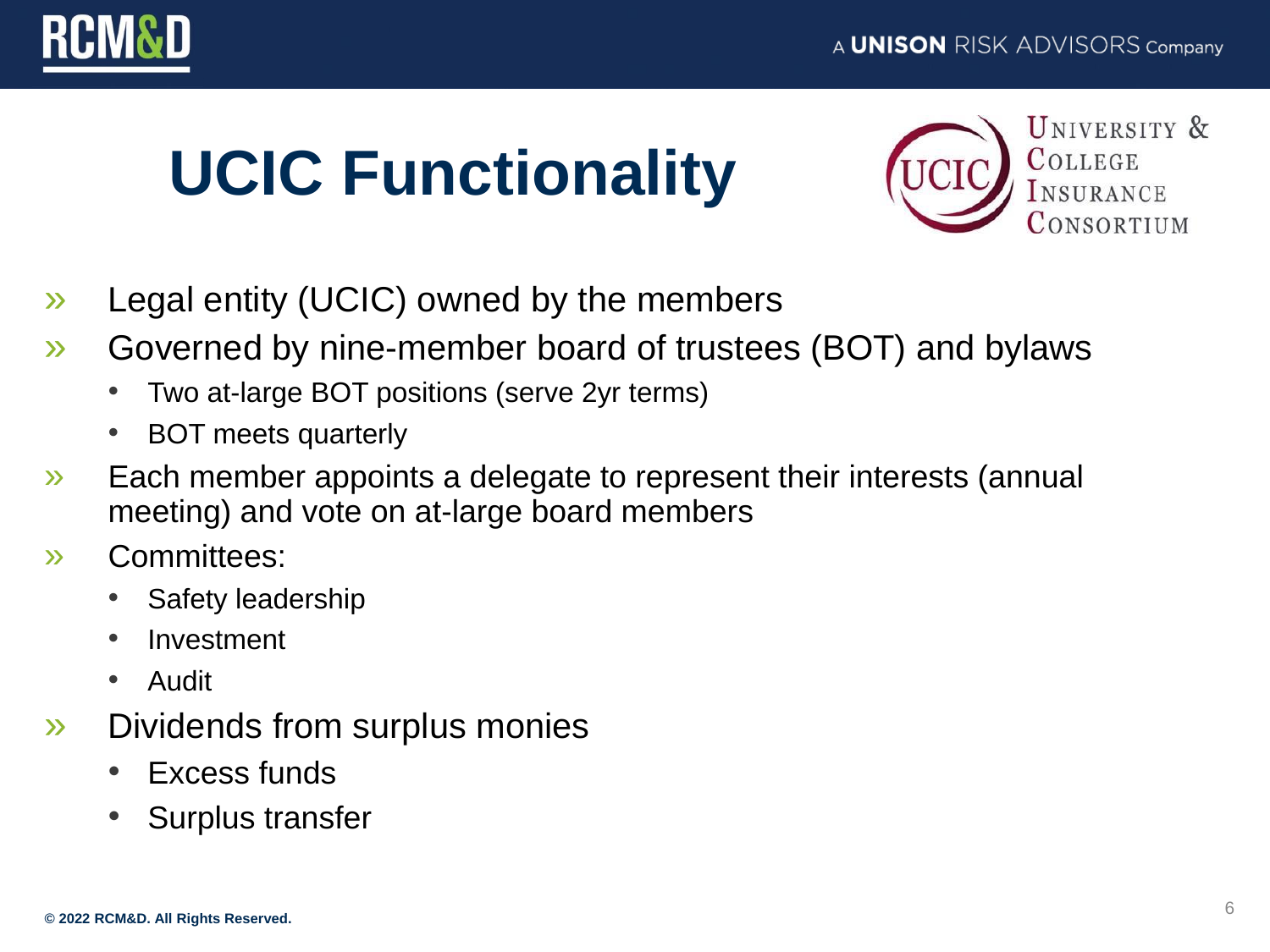# UCIC Functionality

- Legal entity (UCIC) owned by the members
- Governed by nine-member board of trustees (BOT) and bylaws
  - Two at-large BOT positions (serve 2yr terms)
  - BOT meets quarterly
- Each member appoints a delegate to represent their interests (annual meeting) and vote on at-large board members
- Committees:
  - Safety leadership
  - Investment
  - Audit
- Dividends from surplus monies
  - Excess funds
  - Surplus transfer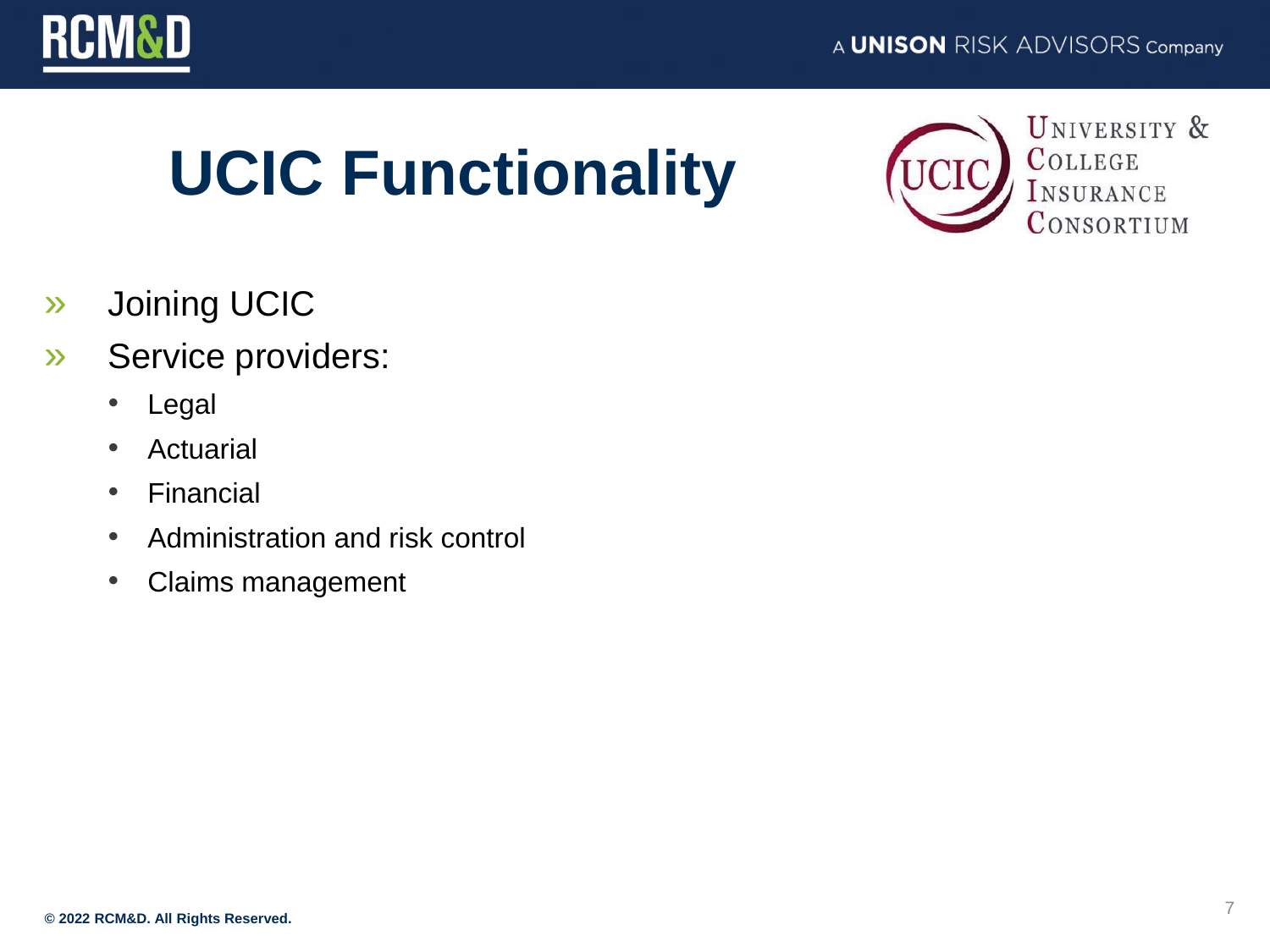# UCIC Functionality

- Joining UCIC
- Service providers:
  - Legal
  - Actuarial
  - Financial
  - Administration and risk control
  - Claims management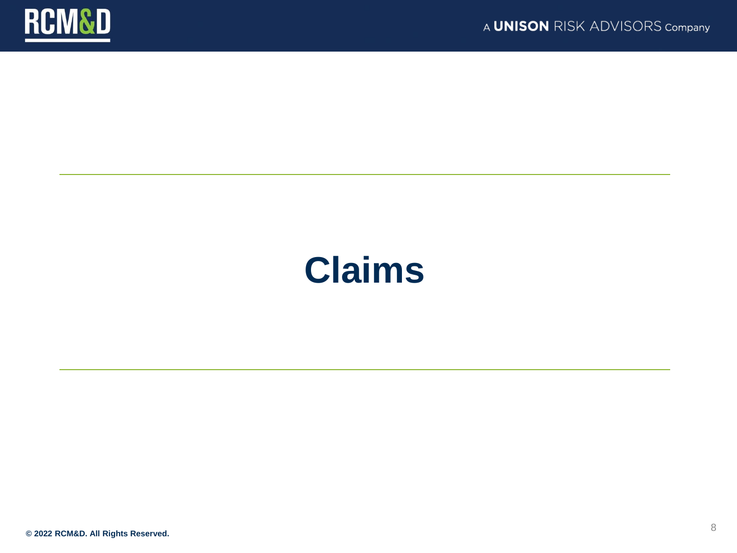# Claims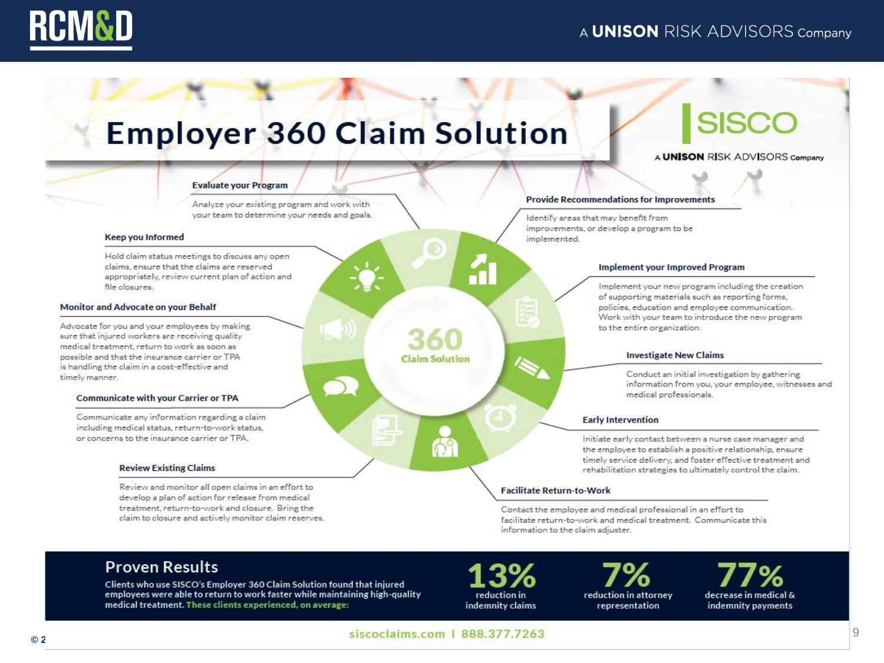# Employer 360 Claim Solution

SISCO — A UNISON RISK ADVISORS Company

360 Claim Solution

### Evaluate your Program

Analyze your existing program and work with your team to determine your needs and goals.

### Provide Recommendations for Improvements

Identify areas that may benefit from improvements, or develop a program to be implemented.

### Implement your Improved Program

Implement your new program including the creation of supporting materials such as reporting forms, policies, education and employee communication. Work with your team to introduce the new program to the entire organization.

### Investigate New Claims

Conduct an initial investigation by gathering information from you, your employee, witnesses and medical professionals.

### Early Intervention

Initiate early contact between a nurse case manager and the employee to establish a positive relationship, ensure timely service delivery, and foster effective treatment and rehabilitation strategies to ultimately control the claim.

### Facilitate Return-to-Work

Contact the employee and medical professional in an effort to facilitate return-to-work and medical treatment. Communicate this information to the claim adjuster.

### Review Existing Claims

Review and monitor all open claims in an effort to develop a plan of action for release from medical treatment, return-to-work and closure. Bring the claim to closure and actively monitor claim reserves.

### Communicate with your Carrier or TPA

Communicate any information regarding a claim including medical status, return-to-work status, or concerns to the insurance carrier or TPA.

### Monitor and Advocate on your Behalf

Advocate for you and your employees by making sure that injured workers are receiving quality medical treatment, return to work as soon as possible and that the insurance carrier or TPA is handling the claim in a cost-effective and timely manner.

### Keep you Informed

Hold claim status meetings to discuss any open claims, ensure that the claims are reserved appropriately, review current plan of action and file closures.

## Proven Results

Clients who use SISCO's Employer 360 Claim Solution found that injured employees were able to return to work faster while maintaining high-quality medical treatment. These clients experienced, on average:

- **13%** reduction in indemnity claims
- **7%** reduction in attorney representation
- **77%** decrease in medical & indemnity payments

siscoclaims.com | 888.377.7263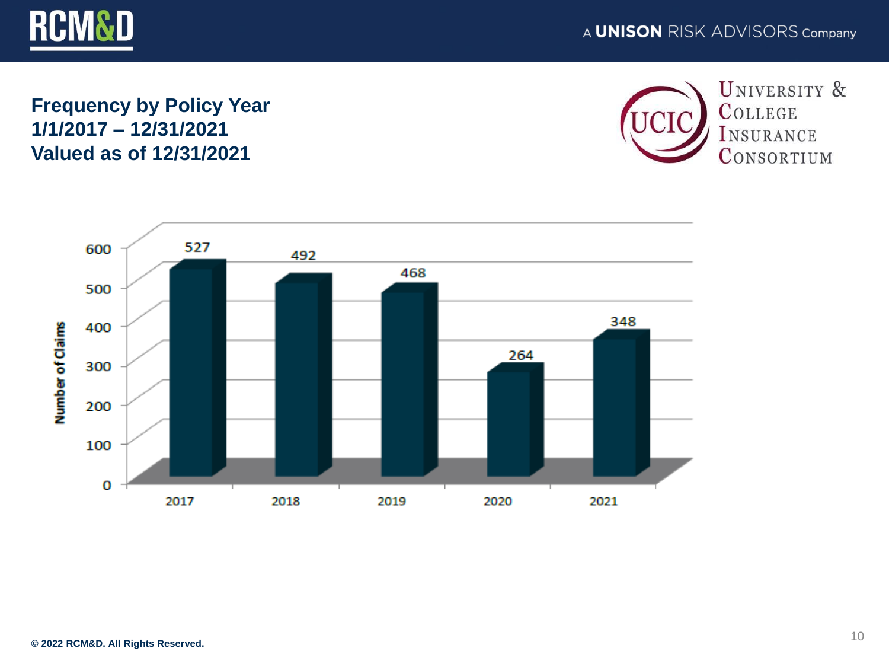# Frequency by Policy Year
## 1/1/2017 – 12/31/2021
## Valued as of 12/31/2021

| Policy Year | Number of Claims |
|---|---|
| 2017 | 527 |
| 2018 | 492 |
| 2019 | 468 |
| 2020 | 264 |
| 2021 | 348 |

© 2022 RCM&D. All Rights Reserved.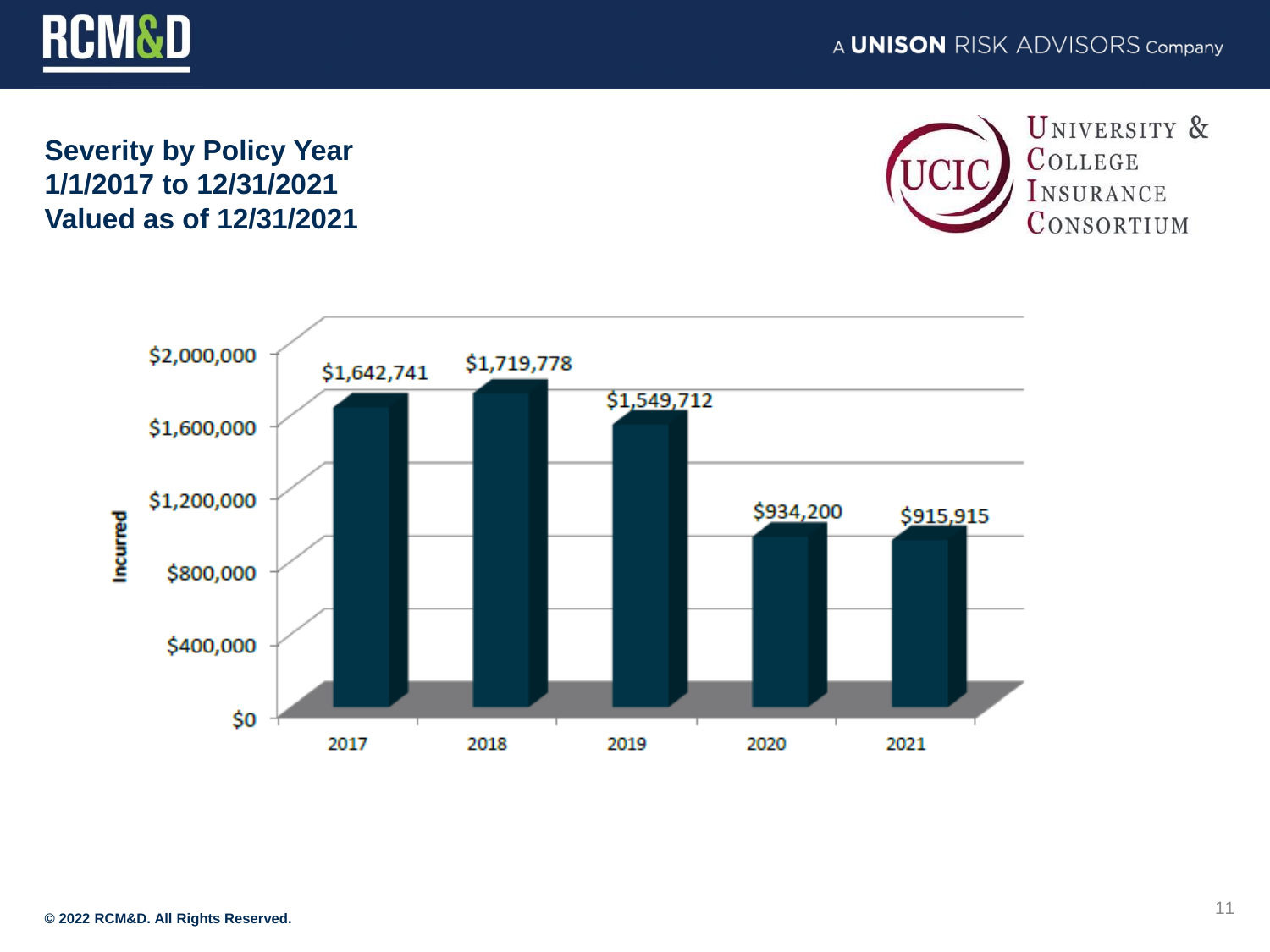RCM&D

A UNISON RISK ADVISORS Company

## Severity by Policy Year
## 1/1/2017 to 12/31/2021
## Valued as of 12/31/2021

UCIC University & College Insurance Consortium

| Policy Year | Incurred |
| --- | --- |
| 2017 | $1,642,741 |
| 2018 | $1,719,778 |
| 2019 | $1,549,712 |
| 2020 | $934,200 |
| 2021 | $915,915 |

© 2022 RCM&D. All Rights Reserved.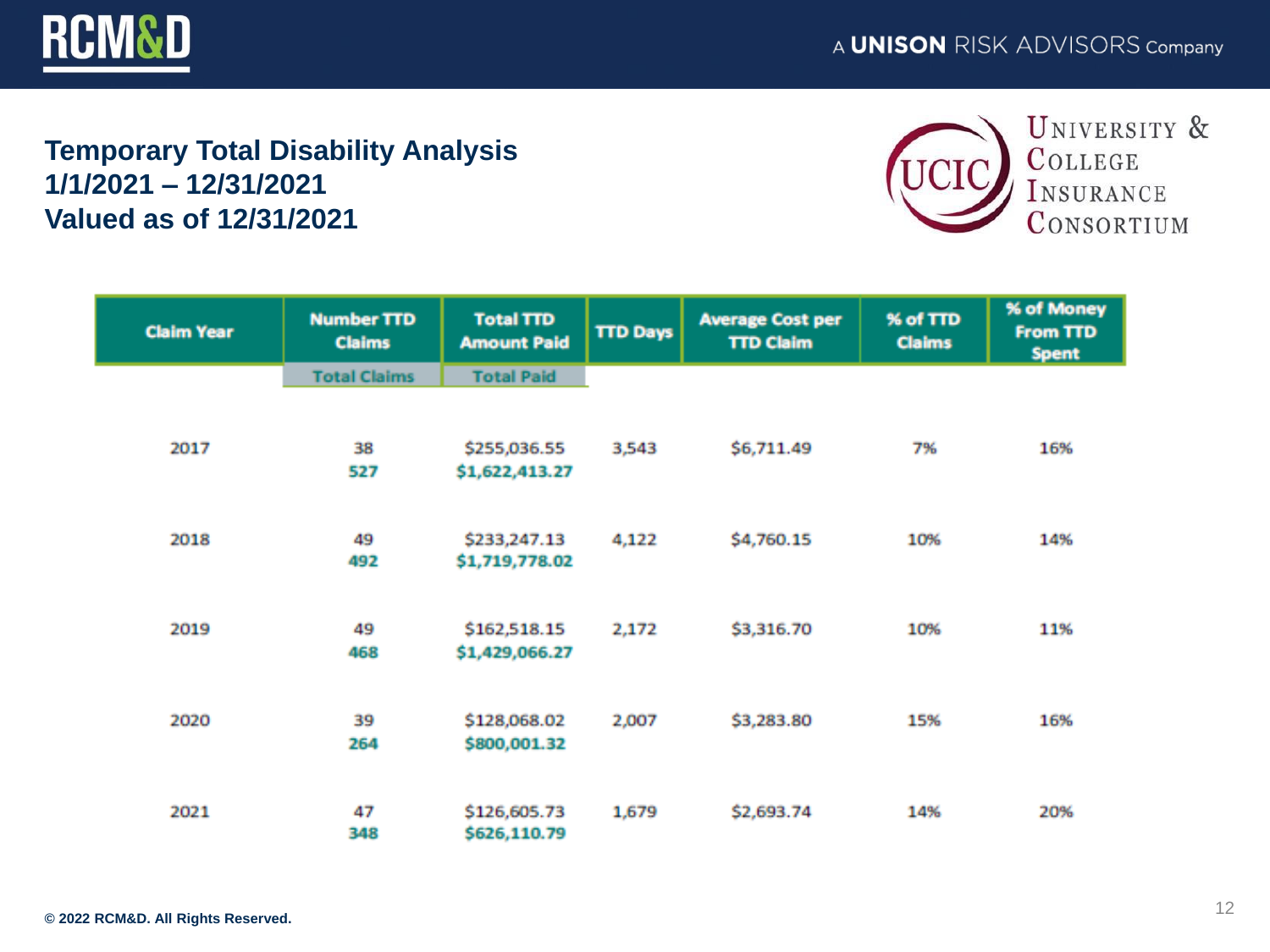RCM&D

A UNISON RISK ADVISORS Company

## Temporary Total Disability Analysis
## 1/1/2021 – 12/31/2021
## Valued as of 12/31/2021

UNIVERSITY & COLLEGE INSURANCE CONSORTIUM

| Claim Year | Number TTD Claims | Total TTD Amount Paid | TTD Days | Average Cost per TTD Claim | % of TTD Claims | % of Money From TTD Spent |
|---|---|---|---|---|---|---|
| | Total Claims | Total Paid | | | | |
| 2017 | 38<br>527 | $255,036.55<br>$1,622,413.27 | 3,543 | $6,711.49 | 7% | 16% |
| 2018 | 49<br>492 | $233,247.13<br>$1,719,778.02 | 4,122 | $4,760.15 | 10% | 14% |
| 2019 | 49<br>468 | $162,518.15<br>$1,429,066.27 | 2,172 | $3,316.70 | 10% | 11% |
| 2020 | 39<br>264 | $128,068.02<br>$800,001.32 | 2,007 | $3,283.80 | 15% | 16% |
| 2021 | 47<br>348 | $126,605.73<br>$626,110.79 | 1,679 | $2,693.74 | 14% | 20% |

© 2022 RCM&D. All Rights Reserved.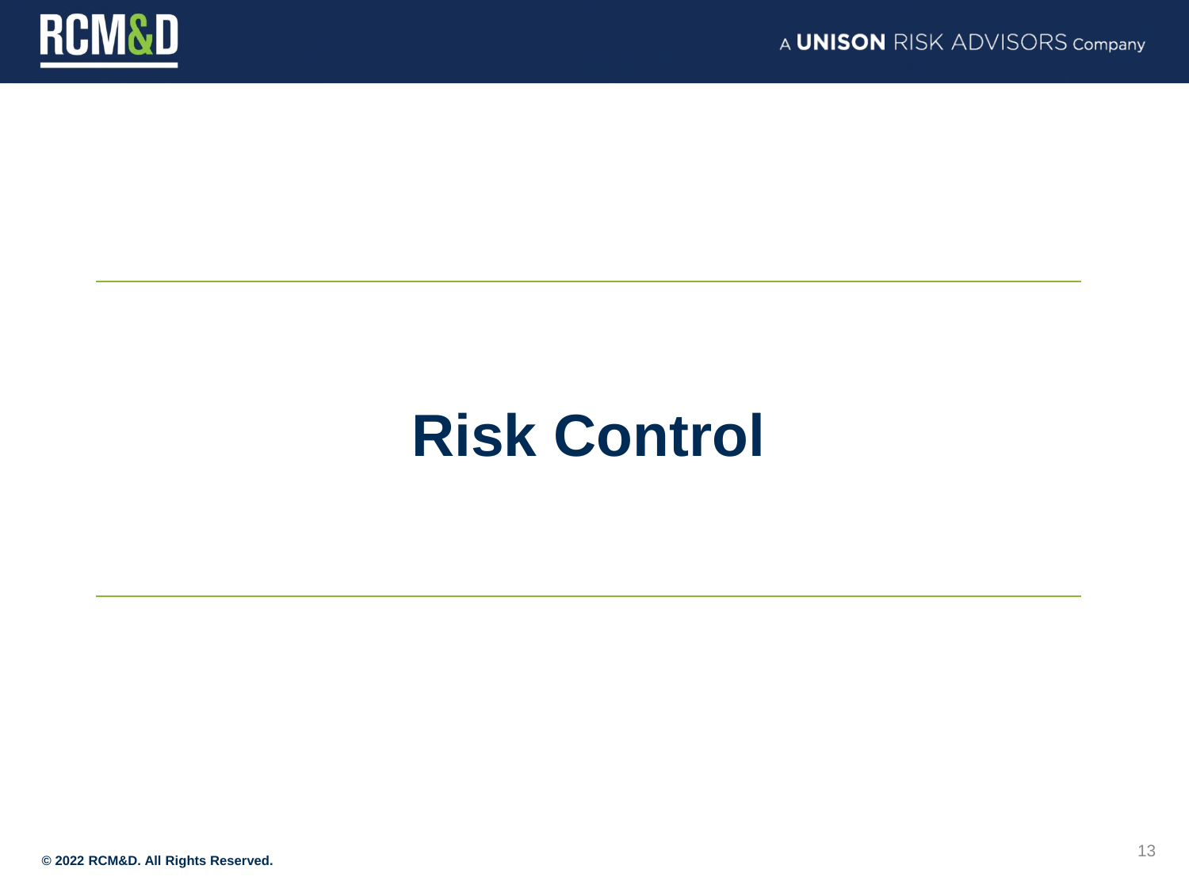# Risk Control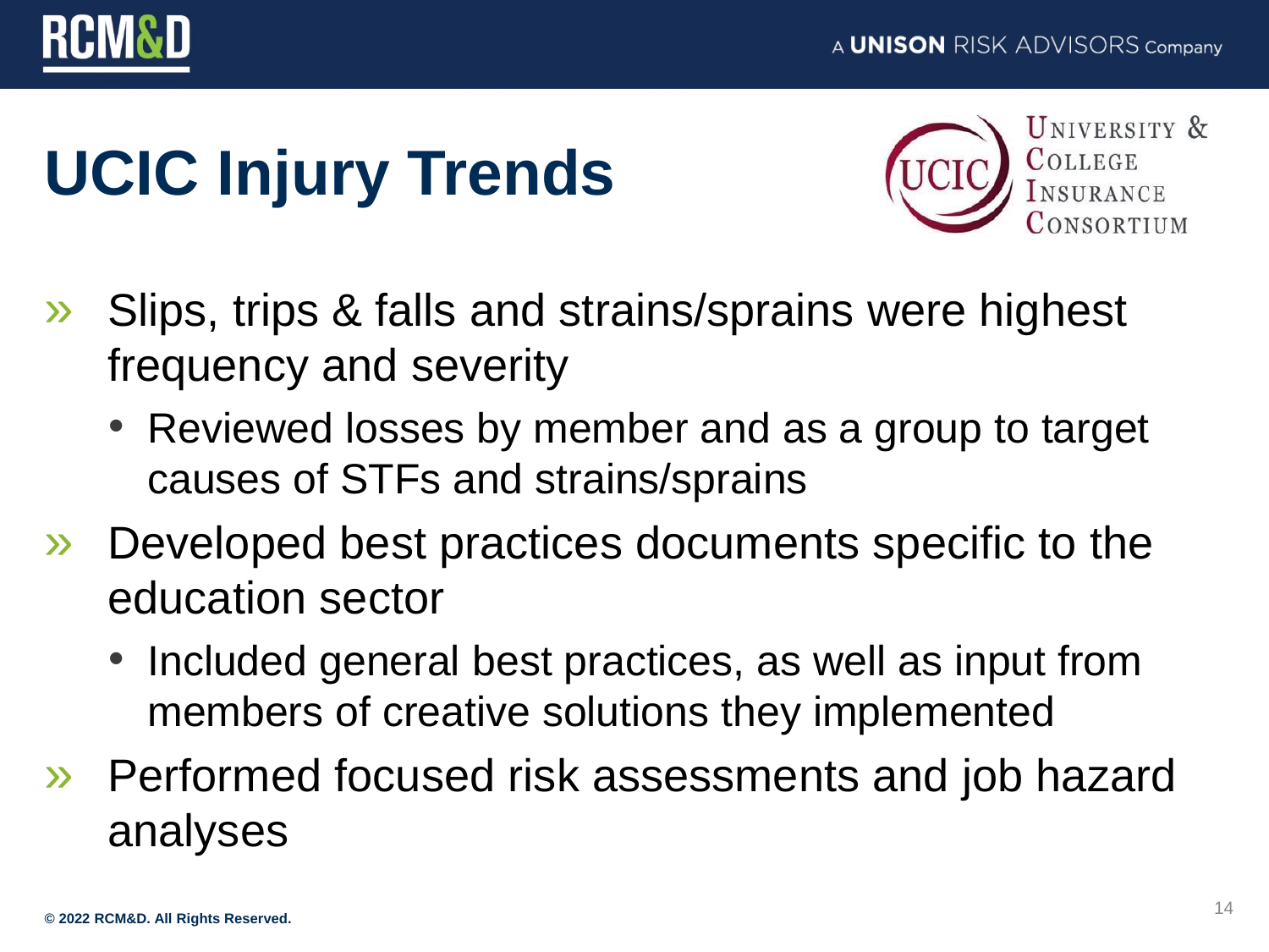# UCIC Injury Trends

- Slips, trips & falls and strains/sprains were highest frequency and severity
  - Reviewed losses by member and as a group to target causes of STFs and strains/sprains
- Developed best practices documents specific to the education sector
  - Included general best practices, as well as input from members of creative solutions they implemented
- Performed focused risk assessments and job hazard analyses

© 2022 RCM&D. All Rights Reserved.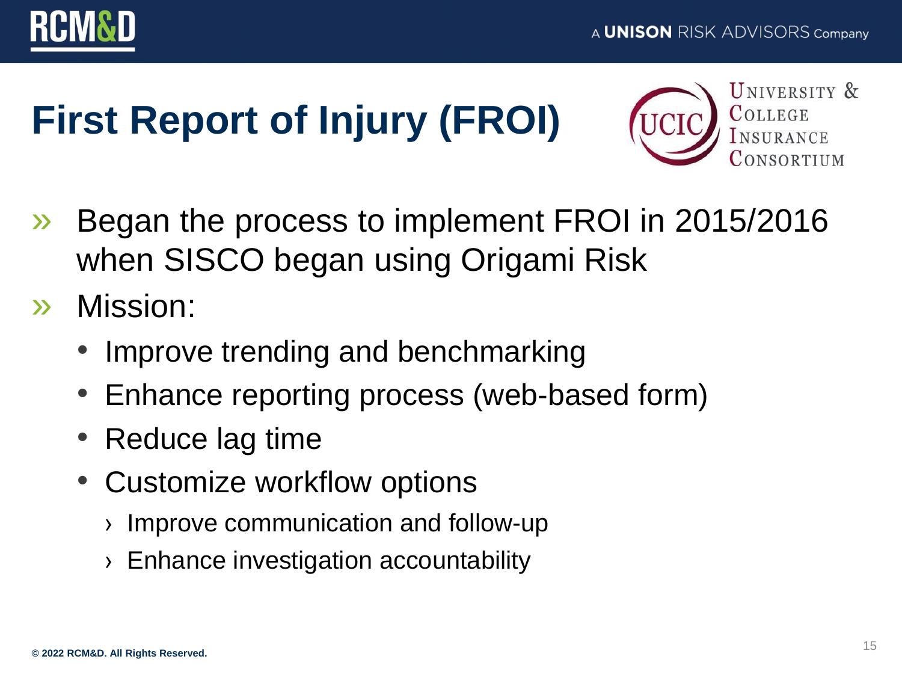# First Report of Injury (FROI)

- Began the process to implement FROI in 2015/2016 when SISCO began using Origami Risk
- Mission:
  - Improve trending and benchmarking
  - Enhance reporting process (web-based form)
  - Reduce lag time
  - Customize workflow options
    - Improve communication and follow-up
    - Enhance investigation accountability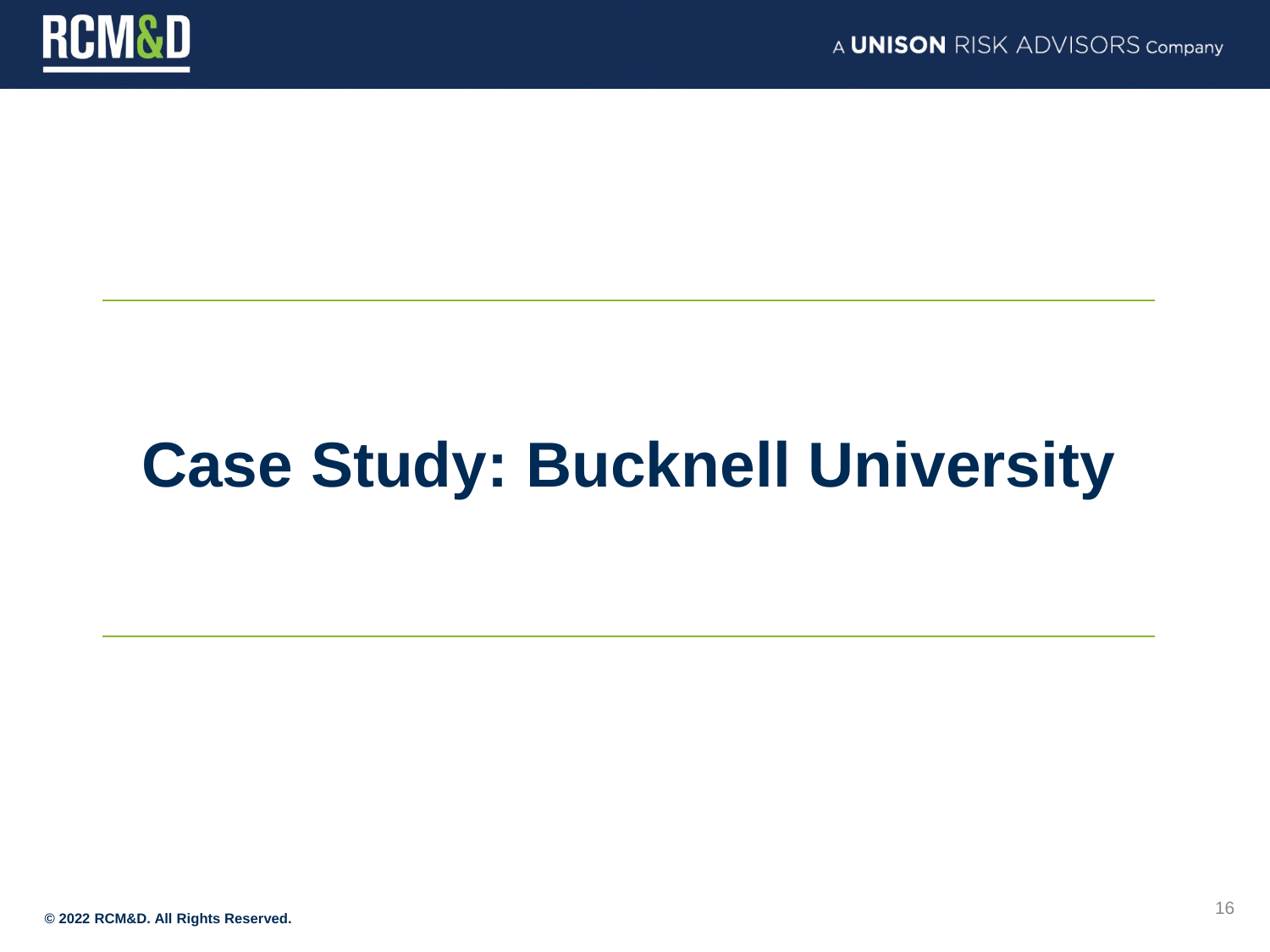# Case Study: Bucknell University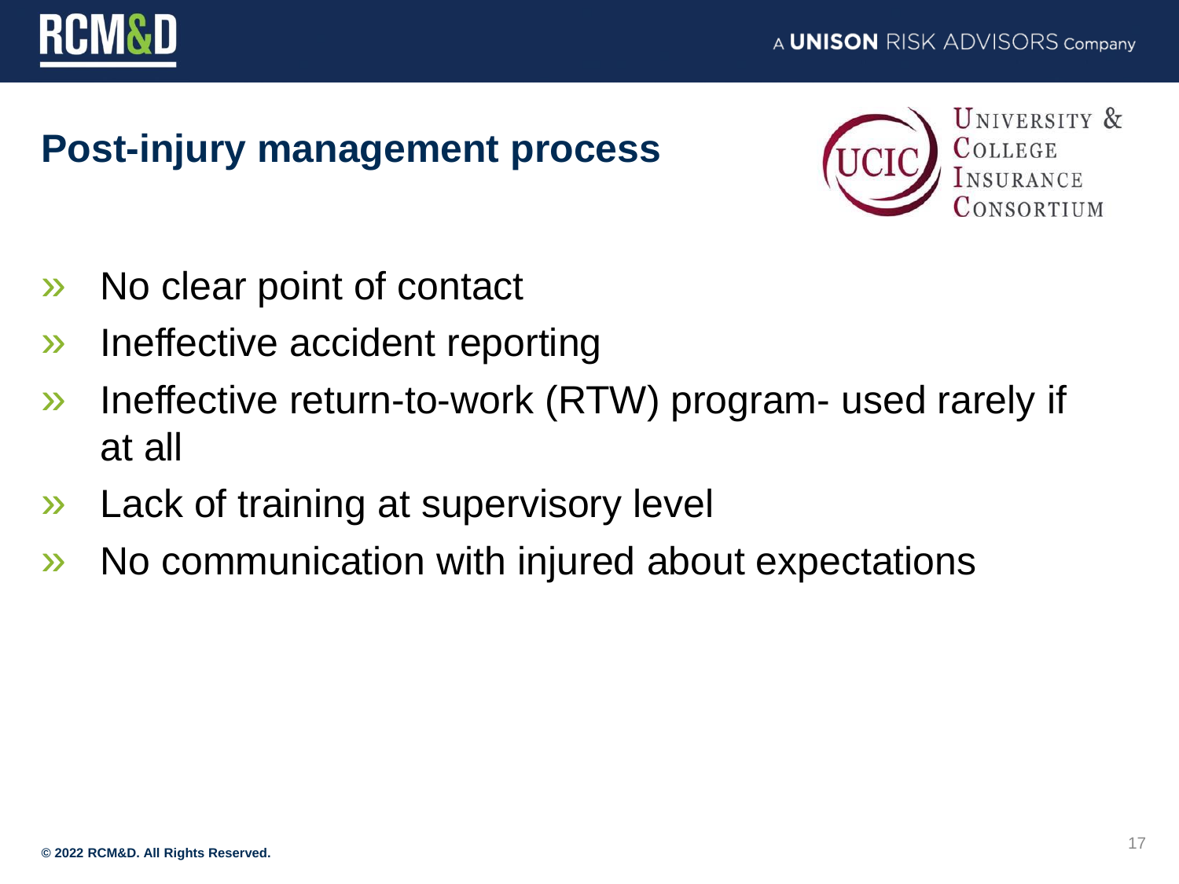## Post-injury management process

- No clear point of contact
- Ineffective accident reporting
- Ineffective return-to-work (RTW) program- used rarely if at all
- Lack of training at supervisory level
- No communication with injured about expectations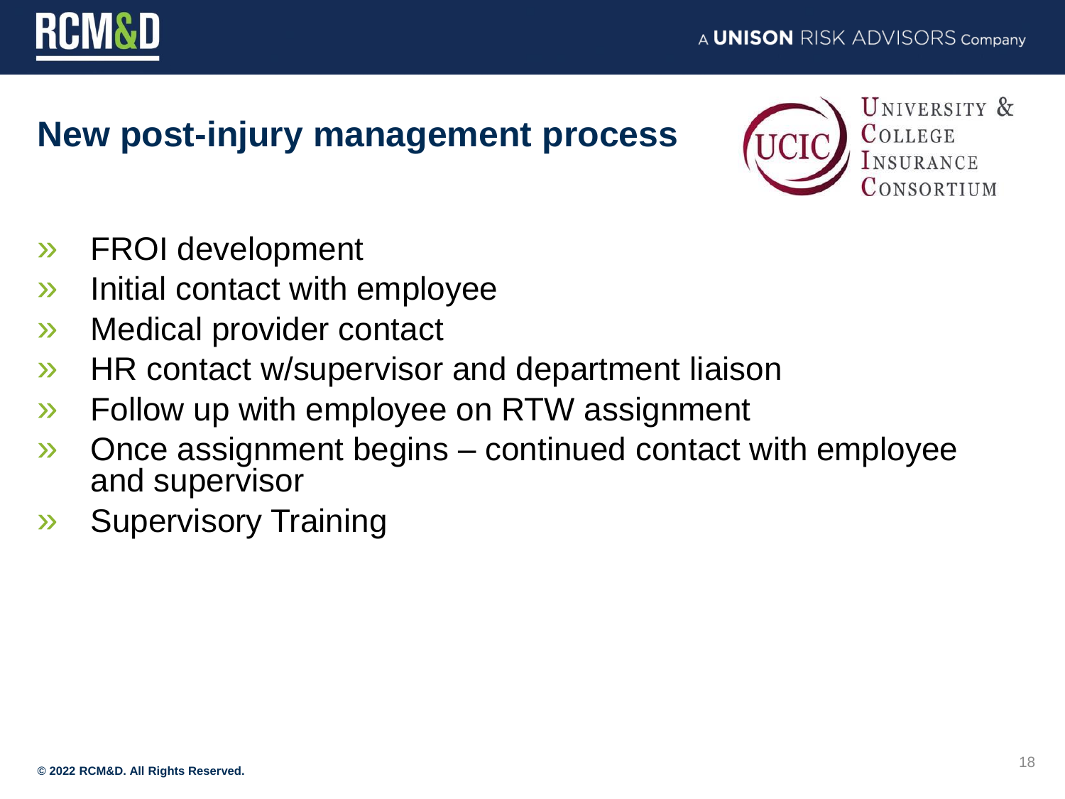## New post-injury management process

- FROI development
- Initial contact with employee
- Medical provider contact
- HR contact w/supervisor and department liaison
- Follow up with employee on RTW assignment
- Once assignment begins – continued contact with employee and supervisor
- Supervisory Training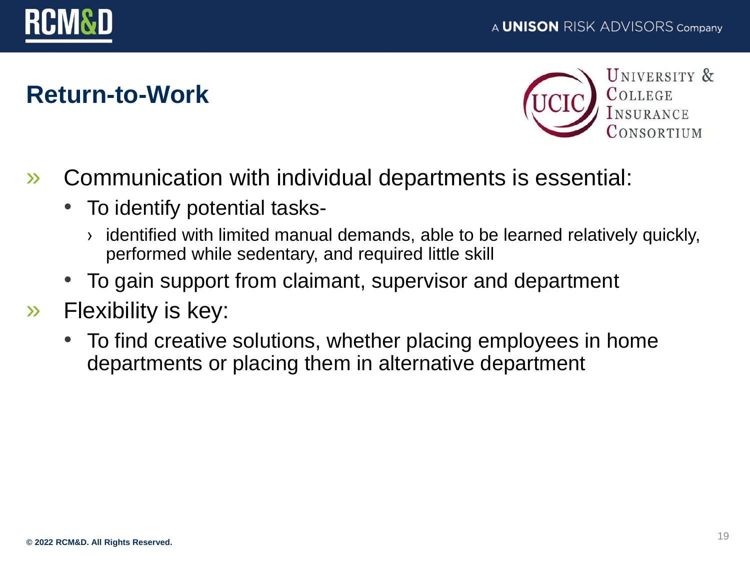# Return-to-Work

- Communication with individual departments is essential:
  - To identify potential tasks-
    - identified with limited manual demands, able to be learned relatively quickly, performed while sedentary, and required little skill
  - To gain support from claimant, supervisor and department
- Flexibility is key:
  - To find creative solutions, whether placing employees in home departments or placing them in alternative department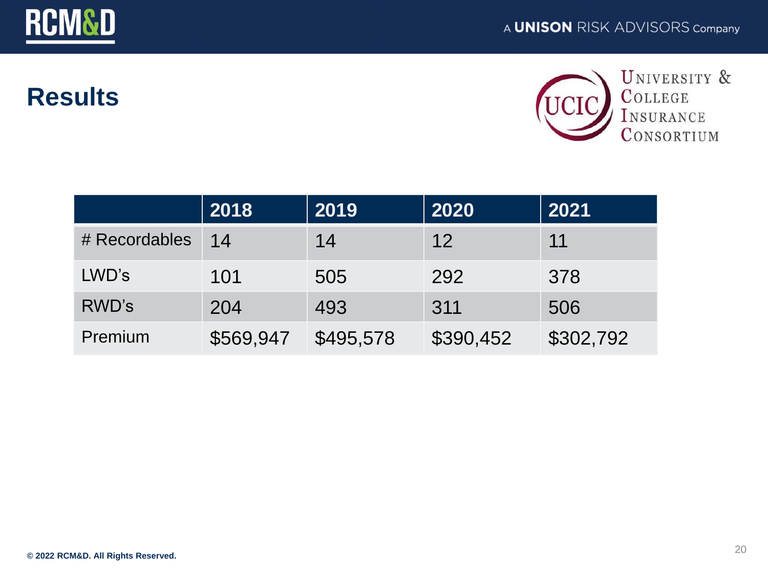# Results

| | 2018 | 2019 | 2020 | 2021 |
|---|---|---|---|---|
| # Recordables | 14 | 14 | 12 | 11 |
| LWD's | 101 | 505 | 292 | 378 |
| RWD's | 204 | 493 | 311 | 506 |
| Premium | $569,947 | $495,578 | $390,452 | $302,792 |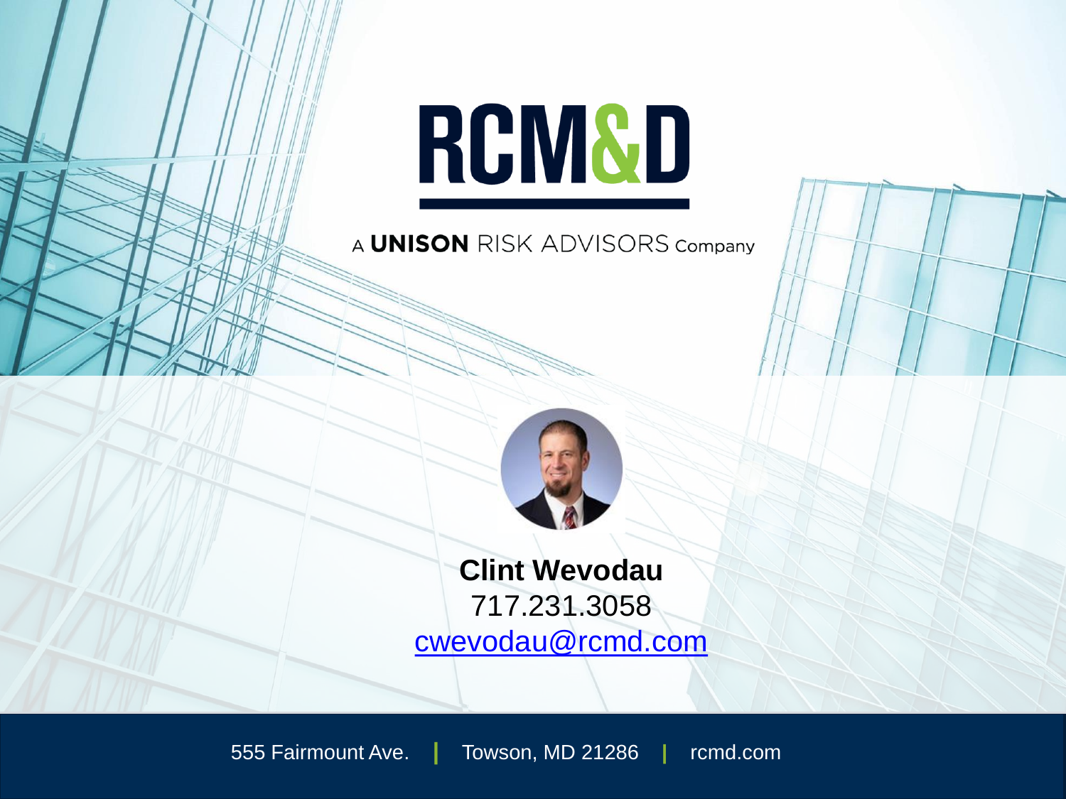# RCM&D

A UNISON RISK ADVISORS Company

**Clint Wevodau**
717.231.3058
cwevodau@rcmd.com

555 Fairmount Ave. | Towson, MD 21286 | rcmd.com